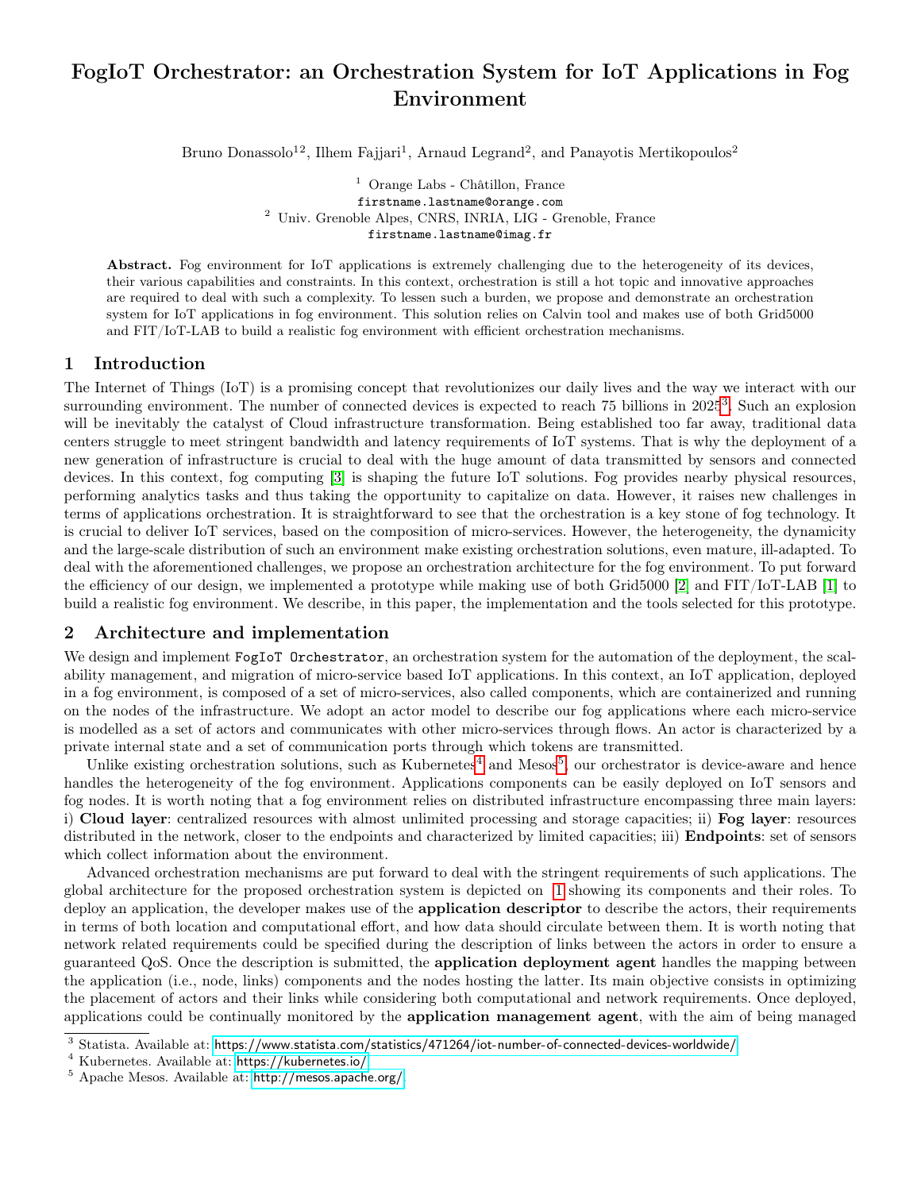# FogIoT Orchestrator: an Orchestration System for IoT Applications in Fog Environment

Bruno Donassolo[1,2], Ilhem Fajjari[1], Arnaud Legrand[2], and Panayotis Mertikopoulos[2]

[1] Orange Labs - Châtillon, France
firstname.lastname@orange.com
[2] Univ. Grenoble Alpes, CNRS, INRIA, LIG - Grenoble, France
firstname.lastname@imag.fr

**Abstract.** Fog environment for IoT applications is extremely challenging due to the heterogeneity of its devices, their various capabilities and constraints. In this context, orchestration is still a hot topic and innovative approaches are required to deal with such a complexity. To lessen such a burden, we propose and demonstrate an orchestration system for IoT applications in fog environment. This solution relies on Calvin tool and makes use of both Grid5000 and FIT/IoT-LAB to build a realistic fog environment with efficient orchestration mechanisms.

## 1 Introduction

The Internet of Things (IoT) is a promising concept that revolutionizes our daily lives and the way we interact with our surrounding environment. The number of connected devices is expected to reach 75 billions in 2025[3]. Such an explosion will be inevitably the catalyst of Cloud infrastructure transformation. Being established too far away, traditional data centers struggle to meet stringent bandwidth and latency requirements of IoT systems. That is why the deployment of a new generation of infrastructure is crucial to deal with the huge amount of data transmitted by sensors and connected devices. In this context, fog computing [3] is shaping the future IoT solutions. Fog provides nearby physical resources, performing analytics tasks and thus taking the opportunity to capitalize on data. However, it raises new challenges in terms of applications orchestration. It is straightforward to see that the orchestration is a key stone of fog technology. It is crucial to deliver IoT services, based on the composition of micro-services. However, the heterogeneity, the dynamicity and the large-scale distribution of such an environment make existing orchestration solutions, even mature, ill-adapted. To deal with the aforementioned challenges, we propose an orchestration architecture for the fog environment. To put forward the efficiency of our design, we implemented a prototype while making use of both Grid5000 [2] and FIT/IoT-LAB [1] to build a realistic fog environment. We describe, in this paper, the implementation and the tools selected for this prototype.

## 2 Architecture and implementation

We design and implement `FogIoT Orchestrator`, an orchestration system for the automation of the deployment, the scalability management, and migration of micro-service based IoT applications. In this context, an IoT application, deployed in a fog environment, is composed of a set of micro-services, also called components, which are containerized and running on the nodes of the infrastructure. We adopt an actor model to describe our fog applications where each micro-service is modelled as a set of actors and communicates with other micro-services through flows. An actor is characterized by a private internal state and a set of communication ports through which tokens are transmitted.

Unlike existing orchestration solutions, such as Kubernetes[4] and Mesos[5], our orchestrator is device-aware and hence handles the heterogeneity of the fog environment. Applications components can be easily deployed on IoT sensors and fog nodes. It is worth noting that a fog environment relies on distributed infrastructure encompassing three main layers: i) **Cloud layer**: centralized resources with almost unlimited processing and storage capacities; ii) **Fog layer**: resources distributed in the network, closer to the endpoints and characterized by limited capacities; iii) **Endpoints**: set of sensors which collect information about the environment.

Advanced orchestration mechanisms are put forward to deal with the stringent requirements of such applications. The global architecture for the proposed orchestration system is depicted on 1 showing its components and their roles. To deploy an application, the developer makes use of the **application descriptor** to describe the actors, their requirements in terms of both location and computational effort, and how data should circulate between them. It is worth noting that network related requirements could be specified during the description of links between the actors in order to ensure a guaranteed QoS. Once the description is submitted, the **application deployment agent** handles the mapping between the application (i.e., node, links) components and the nodes hosting the latter. Its main objective consists in optimizing the placement of actors and their links while considering both computational and network requirements. Once deployed, applications could be continually monitored by the **application management agent**, with the aim of being managed

[3] Statista. Available at: https://www.statista.com/statistics/471264/iot-number-of-connected-devices-worldwide/
[4] Kubernetes. Available at: https://kubernetes.io/
[5] Apache Mesos. Available at: http://mesos.apache.org/.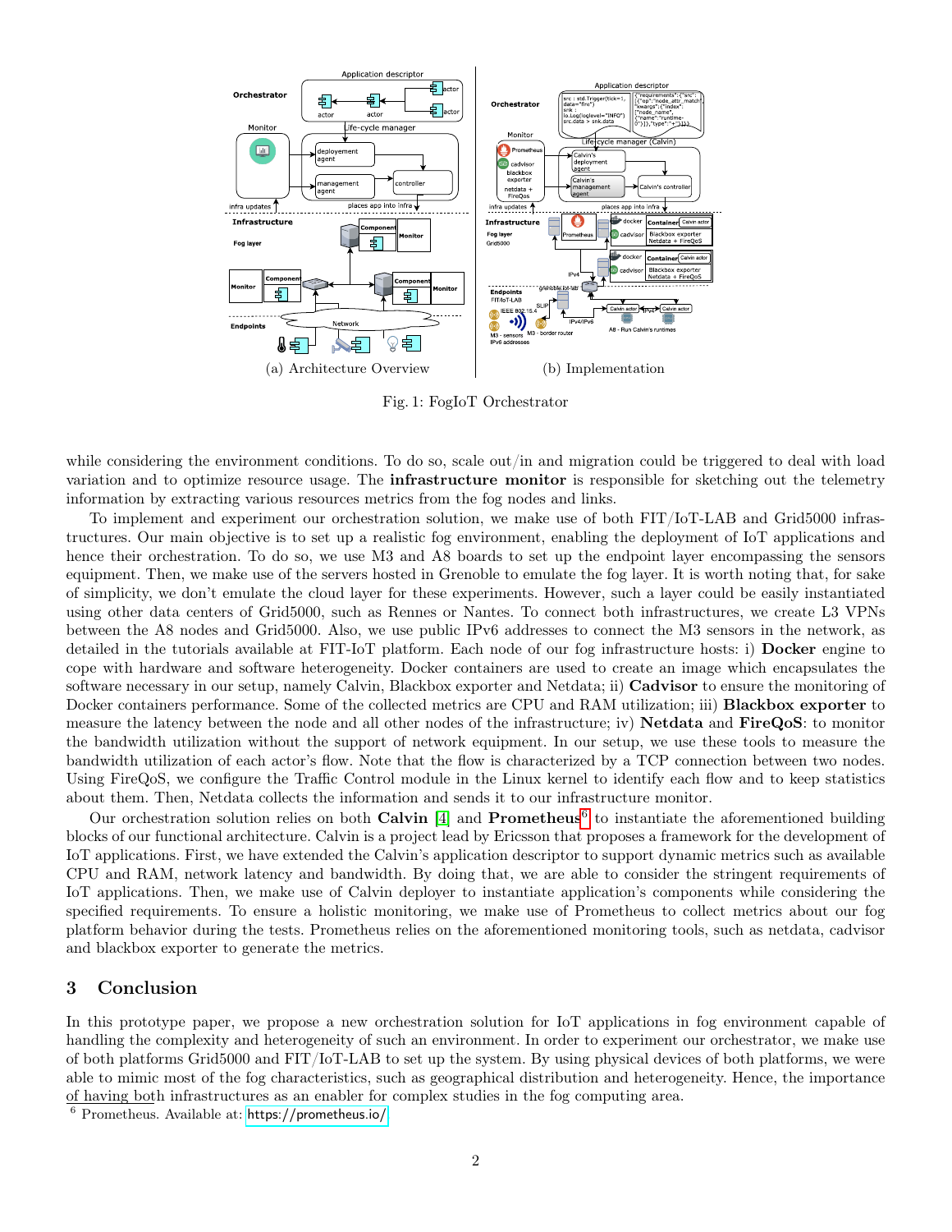(a) Architecture Overview (b) Implementation

Fig. 1: FogIoT Orchestrator

while considering the environment conditions. To do so, scale out/in and migration could be triggered to deal with load variation and to optimize resource usage. The **infrastructure monitor** is responsible for sketching out the telemetry information by extracting various resources metrics from the fog nodes and links.

To implement and experiment our orchestration solution, we make use of both FIT/IoT-LAB and Grid5000 infrastructures. Our main objective is to set up a realistic fog environment, enabling the deployment of IoT applications and hence their orchestration. To do so, we use M3 and A8 boards to set up the endpoint layer encompassing the sensors equipment. Then, we make use of the servers hosted in Grenoble to emulate the fog layer. It is worth noting that, for sake of simplicity, we don't emulate the cloud layer for these experiments. However, such a layer could be easily instantiated using other data centers of Grid5000, such as Rennes or Nantes. To connect both infrastructures, we create L3 VPNs between the A8 nodes and Grid5000. Also, we use public IPv6 addresses to connect the M3 sensors in the network, as detailed in the tutorials available at FIT-IoT platform. Each node of our fog infrastructure hosts: i) **Docker** engine to cope with hardware and software heterogeneity. Docker containers are used to create an image which encapsulates the software necessary in our setup, namely Calvin, Blackbox exporter and Netdata; ii) **Cadvisor** to ensure the monitoring of Docker containers performance. Some of the collected metrics are CPU and RAM utilization; iii) **Blackbox exporter** to measure the latency between the node and all other nodes of the infrastructure; iv) **Netdata** and **FireQoS**: to monitor the bandwidth utilization without the support of network equipment. In our setup, we use these tools to measure the bandwidth utilization of each actor's flow. Note that the flow is characterized by a TCP connection between two nodes. Using FireQoS, we configure the Traffic Control module in the Linux kernel to identify each flow and to keep statistics about them. Then, Netdata collects the information and sends it to our infrastructure monitor.

Our orchestration solution relies on both **Calvin** [4] and **Prometheus**[6] to instantiate the aforementioned building blocks of our functional architecture. Calvin is a project lead by Ericsson that proposes a framework for the development of IoT applications. First, we have extended the Calvin's application descriptor to support dynamic metrics such as available CPU and RAM, network latency and bandwidth. By doing that, we are able to consider the stringent requirements of IoT applications. Then, we make use of Calvin deployer to instantiate application's components while considering the specified requirements. To ensure a holistic monitoring, we make use of Prometheus to collect metrics about our fog platform behavior during the tests. Prometheus relies on the aforementioned monitoring tools, such as netdata, cadvisor and blackbox exporter to generate the metrics.

## 3 Conclusion

In this prototype paper, we propose a new orchestration solution for IoT applications in fog environment capable of handling the complexity and heterogeneity of such an environment. In order to experiment our orchestrator, we make use of both platforms Grid5000 and FIT/IoT-LAB to set up the system. By using physical devices of both platforms, we were able to mimic most of the fog characteristics, such as geographical distribution and heterogeneity. Hence, the importance of having both infrastructures as an enabler for complex studies in the fog computing area.

[6] Prometheus. Available at: https://prometheus.io/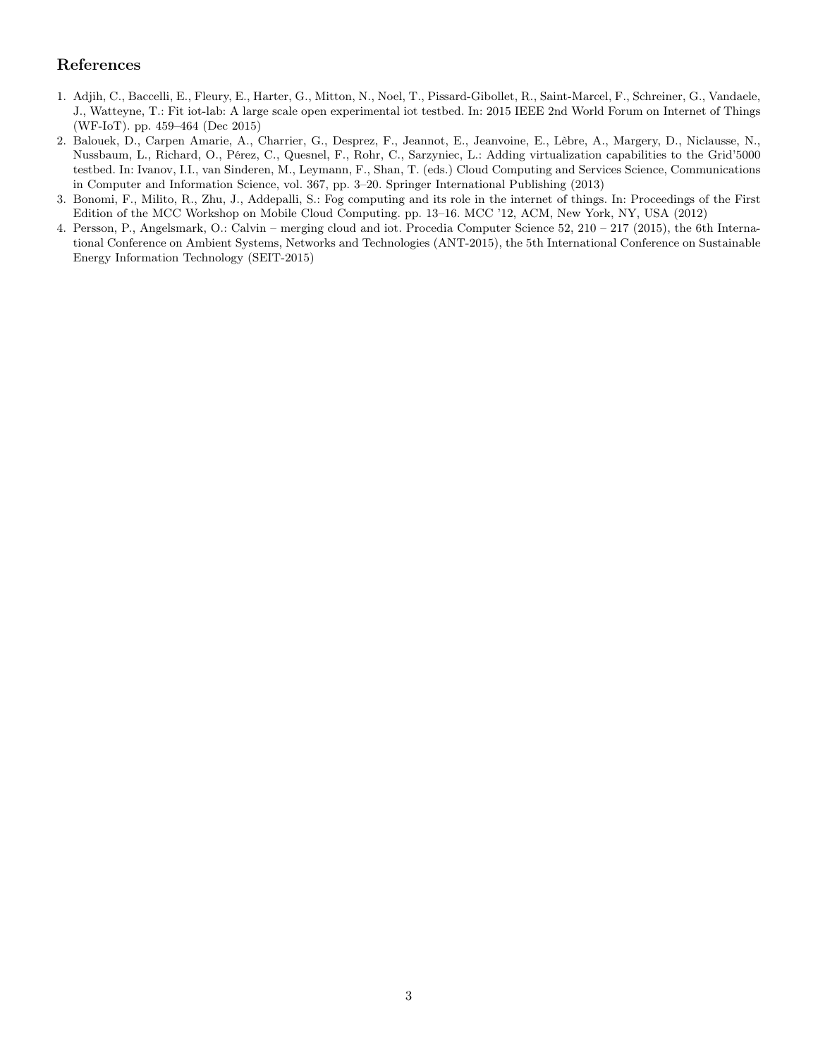## References

1. Adjih, C., Baccelli, E., Fleury, E., Harter, G., Mitton, N., Noel, T., Pissard-Gibollet, R., Saint-Marcel, F., Schreiner, G., Vandaele, J., Watteyne, T.: Fit iot-lab: A large scale open experimental iot testbed. In: 2015 IEEE 2nd World Forum on Internet of Things (WF-IoT). pp. 459–464 (Dec 2015)
2. Balouek, D., Carpen Amarie, A., Charrier, G., Desprez, F., Jeannot, E., Jeanvoine, E., Lèbre, A., Margery, D., Niclausse, N., Nussbaum, L., Richard, O., Pérez, C., Quesnel, F., Rohr, C., Sarzyniec, L.: Adding virtualization capabilities to the Grid'5000 testbed. In: Ivanov, I.I., van Sinderen, M., Leymann, F., Shan, T. (eds.) Cloud Computing and Services Science, Communications in Computer and Information Science, vol. 367, pp. 3–20. Springer International Publishing (2013)
3. Bonomi, F., Milito, R., Zhu, J., Addepalli, S.: Fog computing and its role in the internet of things. In: Proceedings of the First Edition of the MCC Workshop on Mobile Cloud Computing. pp. 13–16. MCC '12, ACM, New York, NY, USA (2012)
4. Persson, P., Angelsmark, O.: Calvin – merging cloud and iot. Procedia Computer Science 52, 210 – 217 (2015), the 6th International Conference on Ambient Systems, Networks and Technologies (ANT-2015), the 5th International Conference on Sustainable Energy Information Technology (SEIT-2015)